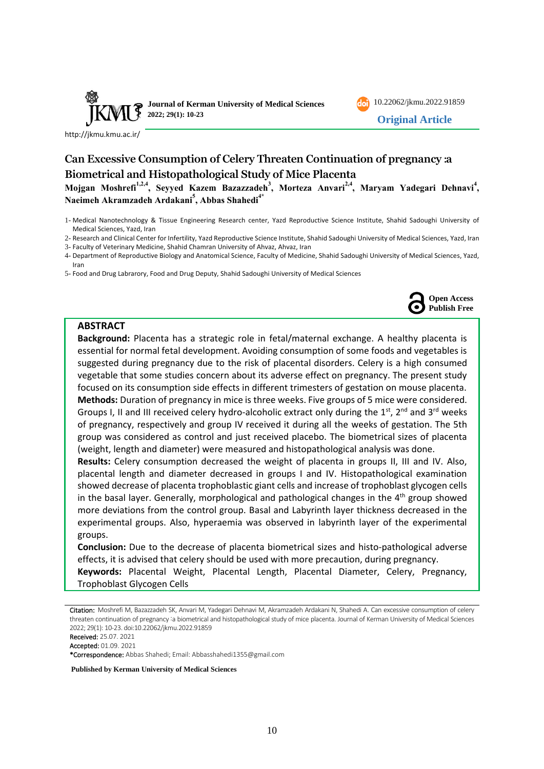Journal of Kerman University of Medical Sciences
2022; 29(1): 10-23

10.22062/jkmu.2022.91859

**Original Article**

http://jkmu.kmu.ac.ir/

# Can Excessive Consumption of Celery Threaten Continuation of pregnancy :a Biometrical and Histopathological Study of Mice Placenta

**Mojgan Moshrefi[1,2,4], Seyyed Kazem Bazazzadeh[3], Morteza Anvari[2,4], Maryam Yadegari Dehnavi[4], Naeimeh Akramzadeh Ardakani[5], Abbas Shahedi[4*]**

1- Medical Nanotechnology & Tissue Engineering Research center, Yazd Reproductive Science Institute, Shahid Sadoughi University of Medical Sciences, Yazd, Iran

2- Research and Clinical Center for Infertility, Yazd Reproductive Science Institute, Shahid Sadoughi University of Medical Sciences, Yazd, Iran

3- Faculty of Veterinary Medicine, Shahid Chamran University of Ahvaz, Ahvaz, Iran

4- Department of Reproductive Biology and Anatomical Science, Faculty of Medicine, Shahid Sadoughi University of Medical Sciences, Yazd, Iran

5- Food and Drug Labrarory, Food and Drug Deputy, Shahid Sadoughi University of Medical Sciences

**Open Access**
**Publish Free**

## ABSTRACT

**Background:** Placenta has a strategic role in fetal/maternal exchange. A healthy placenta is essential for normal fetal development. Avoiding consumption of some foods and vegetables is suggested during pregnancy due to the risk of placental disorders. Celery is a high consumed vegetable that some studies concern about its adverse effect on pregnancy. The present study focused on its consumption side effects in different trimesters of gestation on mouse placenta.

**Methods:** Duration of pregnancy in mice is three weeks. Five groups of 5 mice were considered. Groups I, II and III received celery hydro-alcoholic extract only during the 1st, 2nd and 3rd weeks of pregnancy, respectively and group IV received it during all the weeks of gestation. The 5th group was considered as control and just received placebo. The biometrical sizes of placenta (weight, length and diameter) were measured and histopathological analysis was done.

**Results:** Celery consumption decreased the weight of placenta in groups II, III and IV. Also, placental length and diameter decreased in groups I and IV. Histopathological examination showed decrease of placenta trophoblastic giant cells and increase of trophoblast glycogen cells in the basal layer. Generally, morphological and pathological changes in the 4th group showed more deviations from the control group. Basal and Labyrinth layer thickness decreased in the experimental groups. Also, hyperaemia was observed in labyrinth layer of the experimental groups.

**Conclusion:** Due to the decrease of placenta biometrical sizes and histo-pathological adverse effects, it is advised that celery should be used with more precaution, during pregnancy.

**Keywords:** Placental Weight, Placental Length, Placental Diameter, Celery, Pregnancy, Trophoblast Glycogen Cells

**Citation:** Moshrefi M, Bazazzadeh SK, Anvari M, Yadegari Dehnavi M, Akramzadeh Ardakani N, Shahedi A. Can excessive consumption of celery threaten continuation of pregnancy :a biometrical and histopathological study of mice placenta. Journal of Kerman University of Medical Sciences 2022; 29(1): 10-23. doi:10.22062/jkmu.2022.91859

**Received:** 25.07. 2021

**Accepted:** 01.09. 2021

**\*Correspondence:** Abbas Shahedi; Email: Abbasshahedi1355@gmail.com

**Published by Kerman University of Medical Sciences**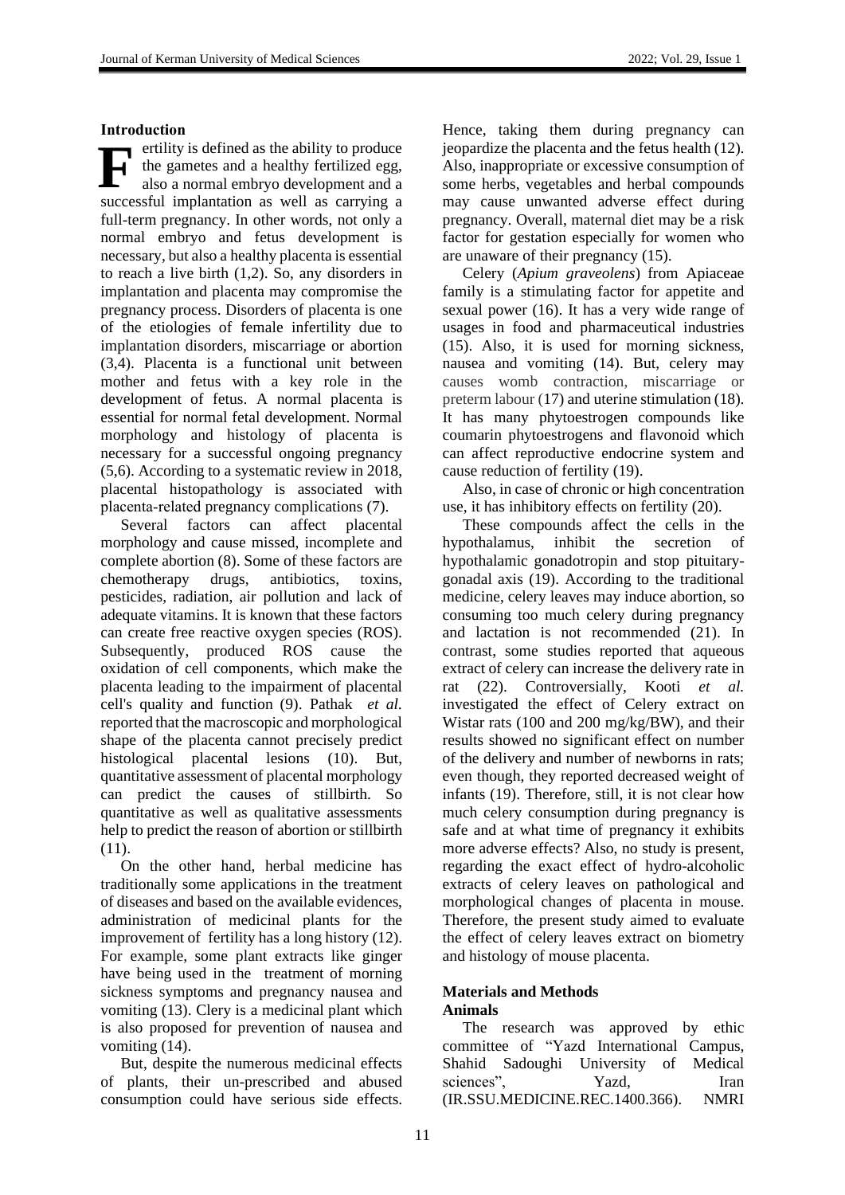## Introduction

Fertility is defined as the ability to produce the gametes and a healthy fertilized egg, also a normal embryo development and a successful implantation as well as carrying a full-term pregnancy. In other words, not only a normal embryo and fetus development is necessary, but also a healthy placenta is essential to reach a live birth (1,2). So, any disorders in implantation and placenta may compromise the pregnancy process. Disorders of placenta is one of the etiologies of female infertility due to implantation disorders, miscarriage or abortion (3,4). Placenta is a functional unit between mother and fetus with a key role in the development of fetus. A normal placenta is essential for normal fetal development. Normal morphology and histology of placenta is necessary for a successful ongoing pregnancy (5,6). According to a systematic review in 2018, placental histopathology is associated with placenta-related pregnancy complications (7).

Several factors can affect placental morphology and cause missed, incomplete and complete abortion (8). Some of these factors are chemotherapy drugs, antibiotics, toxins, pesticides, radiation, air pollution and lack of adequate vitamins. It is known that these factors can create free reactive oxygen species (ROS). Subsequently, produced ROS cause the oxidation of cell components, which make the placenta leading to the impairment of placental cell's quality and function (9). Pathak *et al*. reported that the macroscopic and morphological shape of the placenta cannot precisely predict histological placental lesions (10). But, quantitative assessment of placental morphology can predict the causes of stillbirth. So quantitative as well as qualitative assessments help to predict the reason of abortion or stillbirth (11).

On the other hand, herbal medicine has traditionally some applications in the treatment of diseases and based on the available evidences, administration of medicinal plants for the improvement of fertility has a long history (12). For example, some plant extracts like ginger have being used in the treatment of morning sickness symptoms and pregnancy nausea and vomiting (13). Clery is a medicinal plant which is also proposed for prevention of nausea and vomiting (14).

But, despite the numerous medicinal effects of plants, their un-prescribed and abused consumption could have serious side effects. Hence, taking them during pregnancy can jeopardize the placenta and the fetus health (12). Also, inappropriate or excessive consumption of some herbs, vegetables and herbal compounds may cause unwanted adverse effect during pregnancy. Overall, maternal diet may be a risk factor for gestation especially for women who are unaware of their pregnancy (15).

Celery (*Apium graveolens*) from Apiaceae family is a stimulating factor for appetite and sexual power (16). It has a very wide range of usages in food and pharmaceutical industries (15). Also, it is used for morning sickness, nausea and vomiting (14). But, celery may causes womb contraction, miscarriage or preterm labour (17) and uterine stimulation (18). It has many phytoestrogen compounds like coumarin phytoestrogens and flavonoid which can affect reproductive endocrine system and cause reduction of fertility (19).

Also, in case of chronic or high concentration use, it has inhibitory effects on fertility (20).

These compounds affect the cells in the hypothalamus, inhibit the secretion of hypothalamic gonadotropin and stop pituitary-gonadal axis (19). According to the traditional medicine, celery leaves may induce abortion, so consuming too much celery during pregnancy and lactation is not recommended (21). In contrast, some studies reported that aqueous extract of celery can increase the delivery rate in rat (22). Controversially, Kooti *et al.* investigated the effect of Celery extract on Wistar rats (100 and 200 mg/kg/BW), and their results showed no significant effect on number of the delivery and number of newborns in rats; even though, they reported decreased weight of infants (19). Therefore, still, it is not clear how much celery consumption during pregnancy is safe and at what time of pregnancy it exhibits more adverse effects? Also, no study is present, regarding the exact effect of hydro-alcoholic extracts of celery leaves on pathological and morphological changes of placenta in mouse. Therefore, the present study aimed to evaluate the effect of celery leaves extract on biometry and histology of mouse placenta.

## Materials and Methods

### Animals

The research was approved by ethic committee of "Yazd International Campus, Shahid Sadoughi University of Medical sciences", Yazd, Iran (IR.SSU.MEDICINE.REC.1400.366). NMRI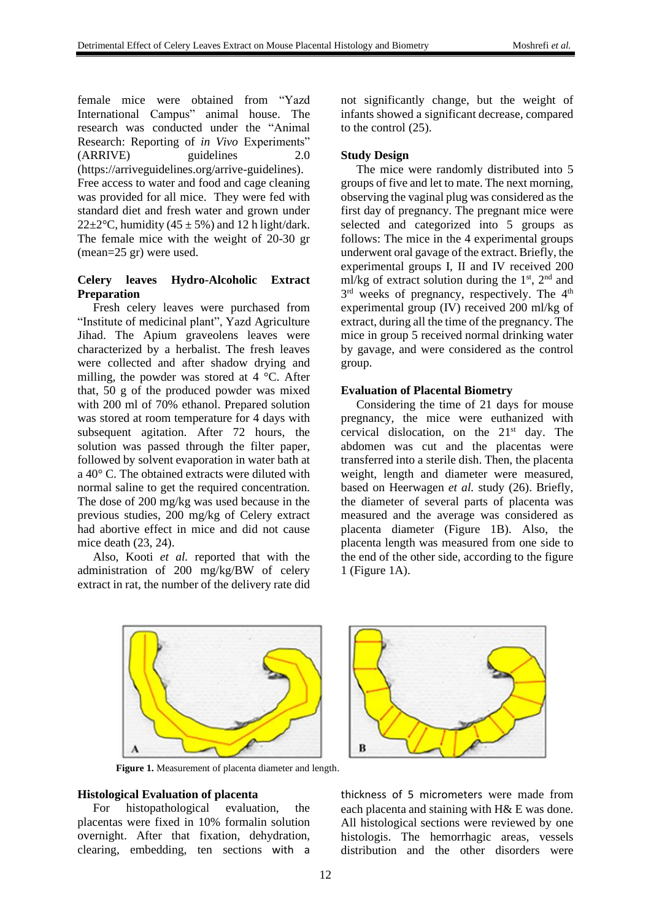female mice were obtained from "Yazd International Campus" animal house. The research was conducted under the "Animal Research: Reporting of *in Vivo* Experiments" (ARRIVE) guidelines 2.0 (https://arriveguidelines.org/arrive-guidelines). Free access to water and food and cage cleaning was provided for all mice. They were fed with standard diet and fresh water and grown under 22±2°C, humidity (45 ± 5%) and 12 h light/dark. The female mice with the weight of 20-30 gr (mean=25 gr) were used.

**Celery leaves Hydro-Alcoholic Extract Preparation**

Fresh celery leaves were purchased from "Institute of medicinal plant", Yazd Agriculture Jihad. The Apium graveolens leaves were characterized by a herbalist. The fresh leaves were collected and after shadow drying and milling, the powder was stored at 4 °C. After that, 50 g of the produced powder was mixed with 200 ml of 70% ethanol. Prepared solution was stored at room temperature for 4 days with subsequent agitation. After 72 hours, the solution was passed through the filter paper, followed by solvent evaporation in water bath at a 40° C. The obtained extracts were diluted with normal saline to get the required concentration. The dose of 200 mg/kg was used because in the previous studies, 200 mg/kg of Celery extract had abortive effect in mice and did not cause mice death (23, 24).

Also, Kooti *et al.* reported that with the administration of 200 mg/kg/BW of celery extract in rat, the number of the delivery rate did not significantly change, but the weight of infants showed a significant decrease, compared to the control (25).

**Study Design**

The mice were randomly distributed into 5 groups of five and let to mate. The next morning, observing the vaginal plug was considered as the first day of pregnancy. The pregnant mice were selected and categorized into 5 groups as follows: The mice in the 4 experimental groups underwent oral gavage of the extract. Briefly, the experimental groups I, II and IV received 200 ml/kg of extract solution during the 1st, 2nd and 3rd weeks of pregnancy, respectively. The 4th experimental group (IV) received 200 ml/kg of extract, during all the time of the pregnancy. The mice in group 5 received normal drinking water by gavage, and were considered as the control group.

**Evaluation of Placental Biometry**

Considering the time of 21 days for mouse pregnancy, the mice were euthanized with cervical dislocation, on the 21st day. The abdomen was cut and the placentas were transferred into a sterile dish. Then, the placenta weight, length and diameter were measured, based on Heerwagen *et al.* study (26). Briefly, the diameter of several parts of placenta was measured and the average was considered as placenta diameter (Figure 1B). Also, the placenta length was measured from one side to the end of the other side, according to the figure 1 (Figure 1A).

**Figure 1.** Measurement of placenta diameter and length.

**Histological Evaluation of placenta**

For histopathological evaluation, the placentas were fixed in 10% formalin solution overnight. After that fixation, dehydration, clearing, embedding, ten sections with a thickness of 5 micrometers were made from each placenta and staining with H& E was done. All histological sections were reviewed by one histologis. The hemorrhagic areas, vessels distribution and the other disorders were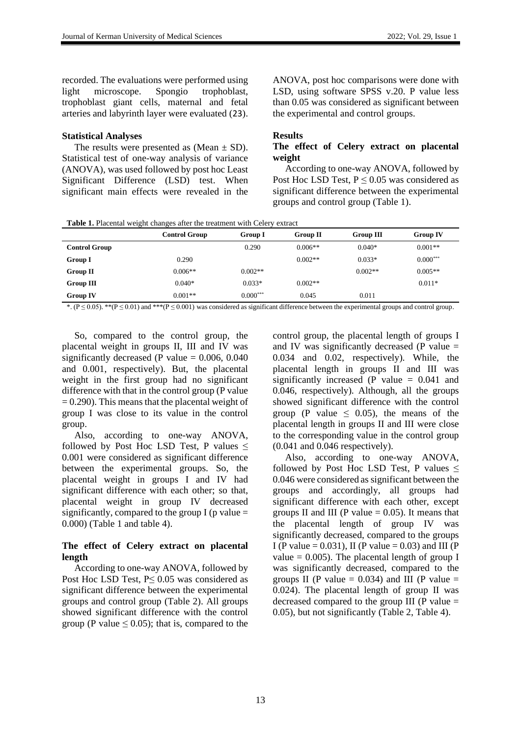recorded. The evaluations were performed using light microscope. Spongio trophoblast, trophoblast giant cells, maternal and fetal arteries and labyrinth layer were evaluated (23).

**Statistical Analyses**

The results were presented as (Mean ± SD). Statistical test of one-way analysis of variance (ANOVA), was used followed by post hoc Least Significant Difference (LSD) test. When significant main effects were revealed in the ANOVA, post hoc comparisons were done with LSD, using software SPSS v.20. P value less than 0.05 was considered as significant between the experimental and control groups.

**Results**

**The effect of Celery extract on placental weight**

According to one-way ANOVA, followed by Post Hoc LSD Test, $P \leq 0.05$ was considered as significant difference between the experimental groups and control group (Table 1).

**Table 1.** Placental weight changes after the treatment with Celery extract

| | Control Group | Group I | Group II | Group III | Group IV |
|---|---|---|---|---|---|
| **Control Group** | | 0.290 | 0.006** | 0.040* | 0.001** |
| **Group I** | 0.290 | | 0.002** | 0.033* | 0.000*** |
| **Group II** | 0.006** | 0.002** | | 0.002** | 0.005** |
| **Group III** | 0.040* | 0.033* | 0.002** | | 0.011* |
| **Group IV** | 0.001** | 0.000*** | 0.045 | 0.011 | |

*. ($P \leq 0.05$). **($P \leq 0.01$) and ***($P \leq 0.001$) was considered as significant difference between the experimental groups and control group.

So, compared to the control group, the placental weight in groups II, III and IV was significantly decreased (P value = 0.006, 0.040 and 0.001, respectively). But, the placental weight in the first group had no significant difference with that in the control group (P value = 0.290). This means that the placental weight of group I was close to its value in the control group.

Also, according to one-way ANOVA, followed by Post Hoc LSD Test, P values ≤ 0.001 were considered as significant difference between the experimental groups. So, the placental weight in groups I and IV had significant difference with each other; so that, placental weight in group IV decreased significantly, compared to the group I (p value = 0.000) (Table 1 and table 4).

**The effect of Celery extract on placental length**

According to one-way ANOVA, followed by Post Hoc LSD Test, $P \leq 0.05$ was considered as significant difference between the experimental groups and control group (Table 2). All groups showed significant difference with the control group (P value ≤ 0.05); that is, compared to the control group, the placental length of groups I and IV was significantly decreased (P value = 0.034 and 0.02, respectively). While, the placental length in groups II and III was significantly increased (P value = 0.041 and 0.046, respectively). Although, all the groups showed significant difference with the control group (P value ≤ 0.05), the means of the placental length in groups II and III were close to the corresponding value in the control group (0.041 and 0.046 respectively).

Also, according to one-way ANOVA, followed by Post Hoc LSD Test, P values ≤ 0.046 were considered as significant between the groups and accordingly, all groups had significant difference with each other, except groups II and III (P value = 0.05). It means that the placental length of group IV was significantly decreased, compared to the groups I (P value = 0.031), II (P value = 0.03) and III (P value = 0.005). The placental length of group I was significantly decreased, compared to the groups II (P value = 0.034) and III (P value = 0.024). The placental length of group II was decreased compared to the group III (P value = 0.05), but not significantly (Table 2, Table 4).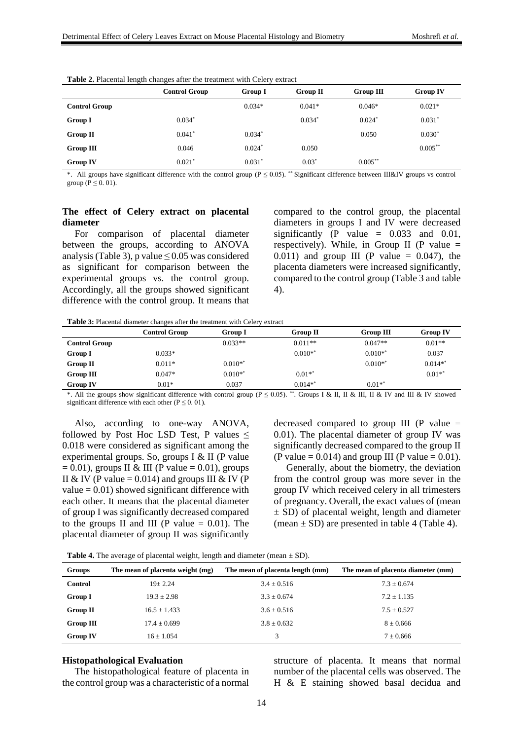**Table 2.** Placental length changes after the treatment with Celery extract

| | Control Group | Group I | Group II | Group III | Group IV |
|---|---|---|---|---|---|
| **Control Group** | | 0.034* | 0.041* | 0.046* | 0.021* |
| **Group I** | 0.034* | | 0.034* | 0.024* | 0.031* |
| **Group II** | 0.041* | 0.034* | | 0.050 | 0.030* |
| **Group III** | 0.046 | 0.024* | 0.050 | | 0.005** |
| **Group IV** | 0.021* | 0.031* | 0.03* | 0.005** | |

*. All groups have significant difference with the control group ($P \leq 0.05$). ** Significant difference between III&IV groups vs control group ($P \leq 0.01$).

### The effect of Celery extract on placental diameter

For comparison of placental diameter between the groups, according to ANOVA analysis (Table 3), p value ≤ 0.05 was considered as significant for comparison between the experimental groups vs. the control group. Accordingly, all the groups showed significant difference with the control group. It means that compared to the control group, the placental diameters in groups I and IV were decreased significantly (P value = 0.033 and 0.01, respectively). While, in Group II (P value = 0.011) and group III (P value = 0.047), the placenta diameters were increased significantly, compared to the control group (Table 3 and table 4).

**Table 3:** Placental diameter changes after the treatment with Celery extract

| | Control Group | Group I | Group II | Group III | Group IV |
|---|---|---|---|---|---|
| **Control Group** | | 0.033** | 0.011** | 0.047** | 0.01** |
| **Group I** | 0.033* | | 0.010** | 0.010** | 0.037 |
| **Group II** | 0.011* | 0.010** | | 0.010** | 0.014** |
| **Group III** | 0.047* | 0.010** | 0.01** | | 0.01** |
| **Group IV** | 0.01* | 0.037 | 0.014** | 0.01** | |

*. All the groups show significant difference with control group ($P \leq 0.05$). **. Groups I & II, II & III, II & IV and III & IV showed significant difference with each other ($P \leq 0.01$).

Also, according to one-way ANOVA, followed by Post Hoc LSD Test, P values ≤ 0.018 were considered as significant among the experimental groups. So, groups I & II (P value = 0.01), groups II & III (P value = 0.01), groups II & IV (P value = 0.014) and groups III & IV (P value = 0.01) showed significant difference with each other. It means that the placental diameter of group I was significantly decreased compared to the groups II and III (P value = 0.01). The placental diameter of group II was significantly decreased compared to group III (P value = 0.01). The placental diameter of group IV was significantly decreased compared to the group II (P value = 0.014) and group III (P value = 0.01).

Generally, about the biometry, the deviation from the control group was more sever in the group IV which received celery in all trimesters of pregnancy. Overall, the exact values of (mean ± SD) of placental weight, length and diameter (mean ± SD) are presented in table 4 (Table 4).

**Table 4.** The average of placental weight, length and diameter (mean ± SD).

| Groups | The mean of placenta weight (mg) | The mean of placenta length (mm) | The mean of placenta diameter (mm) |
|---|---|---|---|
| **Control** | 19± 2.24 | 3.4 ± 0.516 | 7.3 ± 0.674 |
| **Group I** | 19.3 ± 2.98 | 3.3 ± 0.674 | 7.2 ± 1.135 |
| **Group II** | 16.5 ± 1.433 | 3.6 ± 0.516 | 7.5 ± 0.527 |
| **Group III** | 17.4 ± 0.699 | 3.8 ± 0.632 | 8 ± 0.666 |
| **Group IV** | 16 ± 1.054 | 3 | 7 ± 0.666 |

### Histopathological Evaluation

The histopathological feature of placenta in the control group was a characteristic of a normal structure of placenta. It means that normal number of the placental cells was observed. The H & E staining showed basal decidua and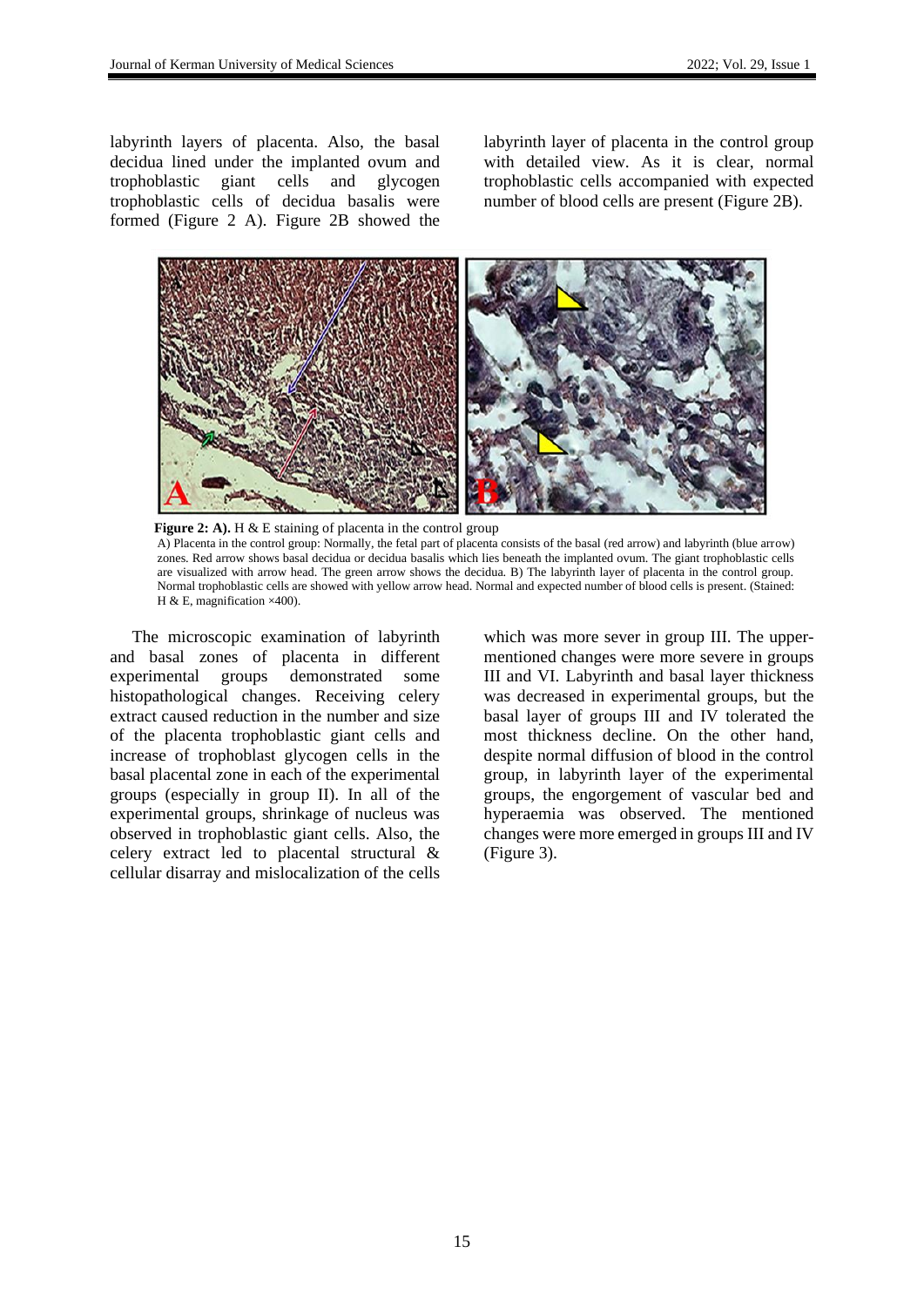labyrinth layers of placenta. Also, the basal decidua lined under the implanted ovum and trophoblastic giant cells and glycogen trophoblastic cells of decidua basalis were formed (Figure 2 A). Figure 2B showed the labyrinth layer of placenta in the control group with detailed view. As it is clear, normal trophoblastic cells accompanied with expected number of blood cells are present (Figure 2B).

**Figure 2: A).** H & E staining of placenta in the control group
A) Placenta in the control group: Normally, the fetal part of placenta consists of the basal (red arrow) and labyrinth (blue arrow) zones. Red arrow shows basal decidua or decidua basalis which lies beneath the implanted ovum. The giant trophoblastic cells are visualized with arrow head. The green arrow shows the decidua. B) The labyrinth layer of placenta in the control group. Normal trophoblastic cells are showed with yellow arrow head. Normal and expected number of blood cells is present. (Stained: H & E, magnification ×400).

The microscopic examination of labyrinth and basal zones of placenta in different experimental groups demonstrated some histopathological changes. Receiving celery extract caused reduction in the number and size of the placenta trophoblastic giant cells and increase of trophoblast glycogen cells in the basal placental zone in each of the experimental groups (especially in group II). In all of the experimental groups, shrinkage of nucleus was observed in trophoblastic giant cells. Also, the celery extract led to placental structural & cellular disarray and mislocalization of the cells which was more sever in group III. The upper-mentioned changes were more severe in groups III and VI. Labyrinth and basal layer thickness was decreased in experimental groups, but the basal layer of groups III and IV tolerated the most thickness decline. On the other hand, despite normal diffusion of blood in the control group, in labyrinth layer of the experimental groups, the engorgement of vascular bed and hyperaemia was observed. The mentioned changes were more emerged in groups III and IV (Figure 3).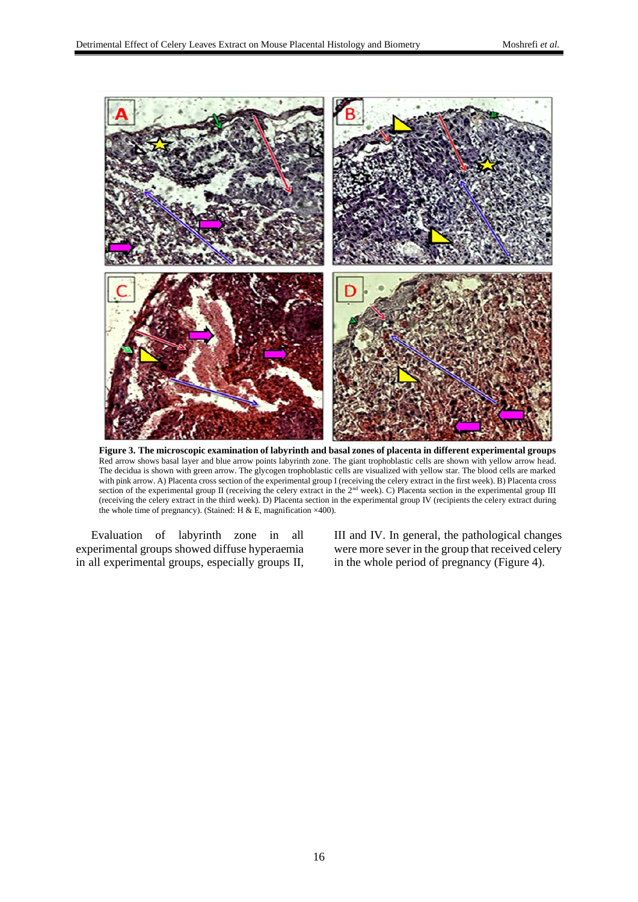**Figure 3. The microscopic examination of labyrinth and basal zones of placenta in different experimental groups**
Red arrow shows basal layer and blue arrow points labyrinth zone. The giant trophoblastic cells are shown with yellow arrow head. The decidua is shown with green arrow. The glycogen trophoblastic cells are visualized with yellow star. The blood cells are marked with pink arrow. A) Placenta cross section of the experimental group I (receiving the celery extract in the first week). B) Placenta cross section of the experimental group II (receiving the celery extract in the 2nd week). C) Placenta section in the experimental group III (receiving the celery extract in the third week). D) Placenta section in the experimental group IV (recipients the celery extract during the whole time of pregnancy). (Stained: H & E, magnification ×400).

Evaluation of labyrinth zone in all experimental groups showed diffuse hyperaemia in all experimental groups, especially groups II, III and IV. In general, the pathological changes were more sever in the group that received celery in the whole period of pregnancy (Figure 4).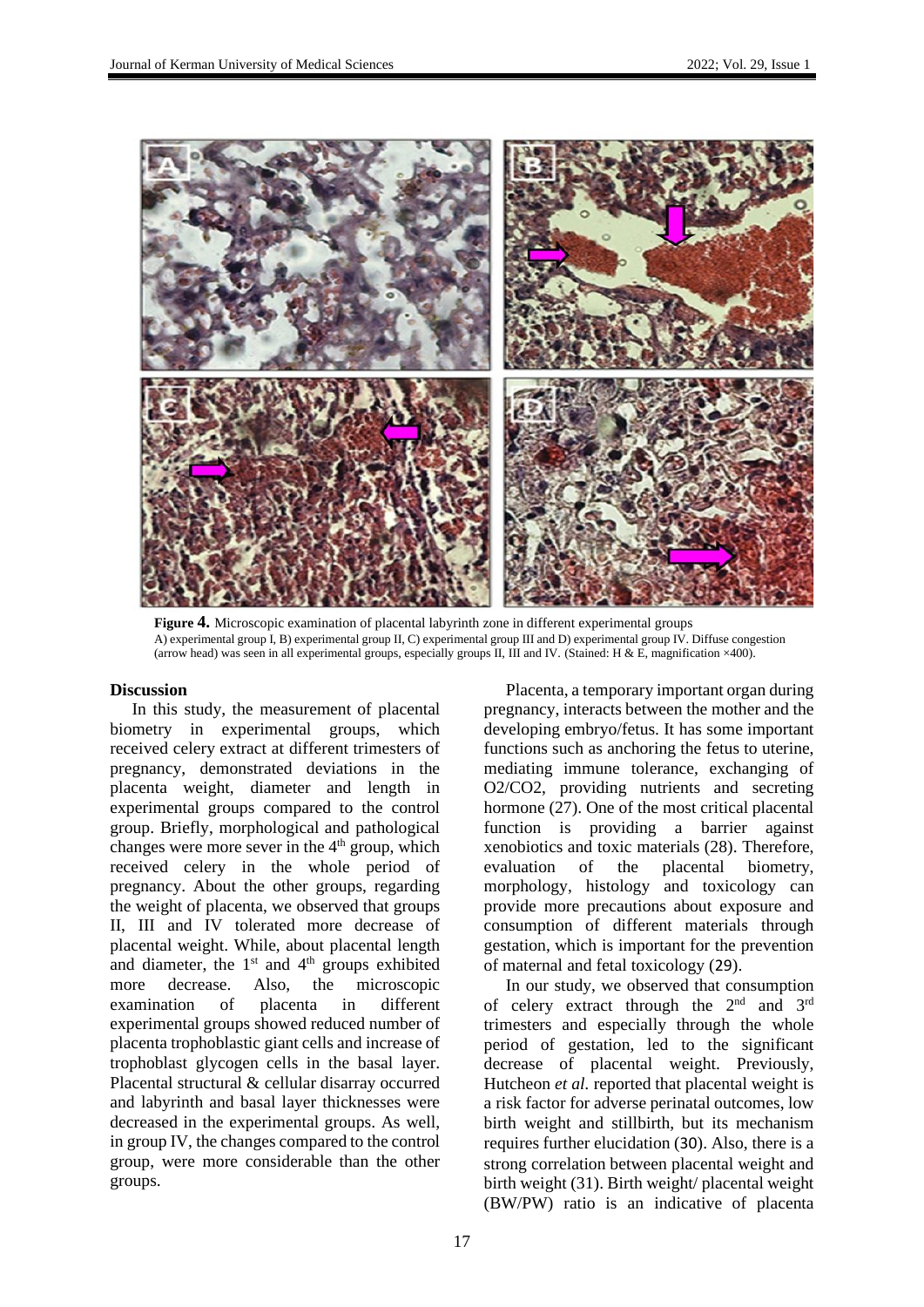**Figure 4.** Microscopic examination of placental labyrinth zone in different experimental groups
A) experimental group I, B) experimental group II, C) experimental group III and D) experimental group IV. Diffuse congestion (arrow head) was seen in all experimental groups, especially groups II, III and IV. (Stained: H & E, magnification ×400).

## Discussion

In this study, the measurement of placental biometry in experimental groups, which received celery extract at different trimesters of pregnancy, demonstrated deviations in the placenta weight, diameter and length in experimental groups compared to the control group. Briefly, morphological and pathological changes were more sever in the 4th group, which received celery in the whole period of pregnancy. About the other groups, regarding the weight of placenta, we observed that groups II, III and IV tolerated more decrease of placental weight. While, about placental length and diameter, the 1st and 4th groups exhibited more decrease. Also, the microscopic examination of placenta in different experimental groups showed reduced number of placenta trophoblastic giant cells and increase of trophoblast glycogen cells in the basal layer. Placental structural & cellular disarray occurred and labyrinth and basal layer thicknesses were decreased in the experimental groups. As well, in group IV, the changes compared to the control group, were more considerable than the other groups.

Placenta, a temporary important organ during pregnancy, interacts between the mother and the developing embryo/fetus. It has some important functions such as anchoring the fetus to uterine, mediating immune tolerance, exchanging of $O_2/CO_2$, providing nutrients and secreting hormone (27). One of the most critical placental function is providing a barrier against xenobiotics and toxic materials (28). Therefore, evaluation of the placental biometry, morphology, histology and toxicology can provide more precautions about exposure and consumption of different materials through gestation, which is important for the prevention of maternal and fetal toxicology (29).

In our study, we observed that consumption of celery extract through the 2nd and 3rd trimesters and especially through the whole period of gestation, led to the significant decrease of placental weight. Previously, Hutcheon *et al.* reported that placental weight is a risk factor for adverse perinatal outcomes, low birth weight and stillbirth, but its mechanism requires further elucidation (30). Also, there is a strong correlation between placental weight and birth weight (31). Birth weight/ placental weight (BW/PW) ratio is an indicative of placenta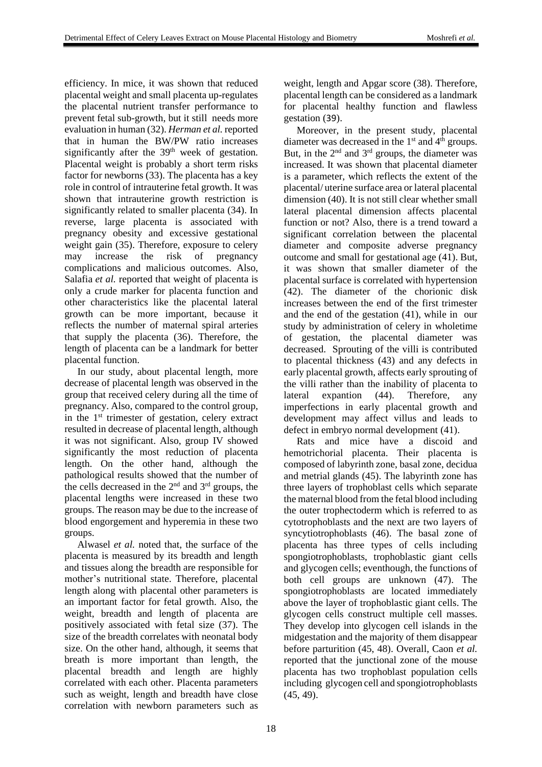efficiency. In mice, it was shown that reduced placental weight and small placenta up-regulates the placental nutrient transfer performance to prevent fetal sub-growth, but it still needs more evaluation in human (32). *Herman et al.* reported that in human the BW/PW ratio increases significantly after the 39th week of gestation. Placental weight is probably a short term risks factor for newborns (33). The placenta has a key role in control of intrauterine fetal growth. It was shown that intrauterine growth restriction is significantly related to smaller placenta (34). In reverse, large placenta is associated with pregnancy obesity and excessive gestational weight gain (35). Therefore, exposure to celery may increase the risk of pregnancy complications and malicious outcomes. Also, Salafia *et al.* reported that weight of placenta is only a crude marker for placenta function and other characteristics like the placental lateral growth can be more important, because it reflects the number of maternal spiral arteries that supply the placenta (36). Therefore, the length of placenta can be a landmark for better placental function.

In our study, about placental length, more decrease of placental length was observed in the group that received celery during all the time of pregnancy. Also, compared to the control group, in the 1st trimester of gestation, celery extract resulted in decrease of placental length, although it was not significant. Also, group IV showed significantly the most reduction of placenta length. On the other hand, although the pathological results showed that the number of the cells decreased in the 2nd and 3rd groups, the placental lengths were increased in these two groups. The reason may be due to the increase of blood engorgement and hyperemia in these two groups.

Alwasel *et al.* noted that, the surface of the placenta is measured by its breadth and length and tissues along the breadth are responsible for mother's nutritional state. Therefore, placental length along with placental other parameters is an important factor for fetal growth. Also, the weight, breadth and length of placenta are positively associated with fetal size (37). The size of the breadth correlates with neonatal body size. On the other hand, although, it seems that breath is more important than length, the placental breadth and length are highly correlated with each other. Placenta parameters such as weight, length and breadth have close correlation with newborn parameters such as weight, length and Apgar score (38). Therefore, placental length can be considered as a landmark for placental healthy function and flawless gestation (39).

Moreover, in the present study, placental diameter was decreased in the 1st and 4th groups. But, in the 2nd and 3rd groups, the diameter was increased. It was shown that placental diameter is a parameter, which reflects the extent of the placental/ uterine surface area or lateral placental dimension (40). It is not still clear whether small lateral placental dimension affects placental function or not? Also, there is a trend toward a significant correlation between the placental diameter and composite adverse pregnancy outcome and small for gestational age (41). But, it was shown that smaller diameter of the placental surface is correlated with hypertension (42). The diameter of the chorionic disk increases between the end of the first trimester and the end of the gestation (41), while in our study by administration of celery in wholetime of gestation, the placental diameter was decreased. Sprouting of the villi is contributed to placental thickness (43) and any defects in early placental growth, affects early sprouting of the villi rather than the inability of placenta to lateral expantion (44). Therefore, any imperfections in early placental growth and development may affect villus and leads to defect in embryo normal development (41).

Rats and mice have a discoid and hemotrichorial placenta. Their placenta is composed of labyrinth zone, basal zone, decidua and metrial glands (45). The labyrinth zone has three layers of trophoblast cells which separate the maternal blood from the fetal blood including the outer trophectoderm which is referred to as cytotrophoblasts and the next are two layers of syncytiotrophoblasts (46). The basal zone of placenta has three types of cells including spongiotrophoblasts, trophoblastic giant cells and glycogen cells; eventhough, the functions of both cell groups are unknown (47). The spongiotrophoblasts are located immediately above the layer of trophoblastic giant cells. The glycogen cells construct multiple cell masses. They develop into glycogen cell islands in the midgestation and the majority of them disappear before parturition (45, 48). Overall, Caon *et al.* reported that the junctional zone of the mouse placenta has two trophoblast population cells including glycogen cell and spongiotrophoblasts (45, 49).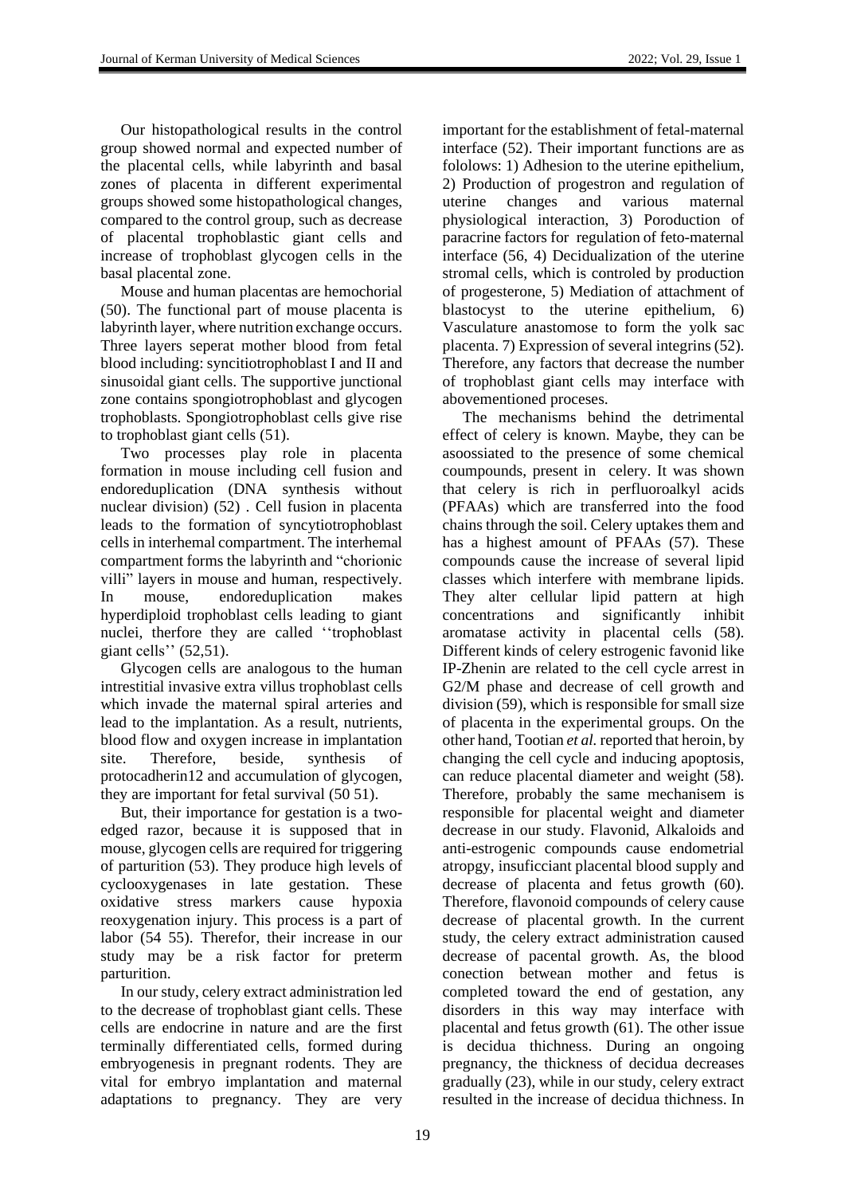Our histopathological results in the control group showed normal and expected number of the placental cells, while labyrinth and basal zones of placenta in different experimental groups showed some histopathological changes, compared to the control group, such as decrease of placental trophoblastic giant cells and increase of trophoblast glycogen cells in the basal placental zone.

Mouse and human placentas are hemochorial (50). The functional part of mouse placenta is labyrinth layer, where nutrition exchange occurs. Three layers seperat mother blood from fetal blood including: syncitiotrophoblast I and II and sinusoidal giant cells. The supportive junctional zone contains spongiotrophoblast and glycogen trophoblasts. Spongiotrophoblast cells give rise to trophoblast giant cells (51).

Two processes play role in placenta formation in mouse including cell fusion and endoreduplication (DNA synthesis without nuclear division) (52) . Cell fusion in placenta leads to the formation of syncytiotrophoblast cells in interhemal compartment. The interhemal compartment forms the labyrinth and "chorionic villi" layers in mouse and human, respectively. In mouse, endoreduplication makes hyperdiploid trophoblast cells leading to giant nuclei, therfore they are called ''trophoblast giant cells'' (52,51).

Glycogen cells are analogous to the human intrestitial invasive extra villus trophoblast cells which invade the maternal spiral arteries and lead to the implantation. As a result, nutrients, blood flow and oxygen increase in implantation site. Therefore, beside, synthesis of protocadherin12 and accumulation of glycogen, they are important for fetal survival (50 51).

But, their importance for gestation is a two-edged razor, because it is supposed that in mouse, glycogen cells are required for triggering of parturition (53). They produce high levels of cyclooxygenases in late gestation. These oxidative stress markers cause hypoxia reoxygenation injury. This process is a part of labor (54 55). Therefor, their increase in our study may be a risk factor for preterm parturition.

In our study, celery extract administration led to the decrease of trophoblast giant cells. These cells are endocrine in nature and are the first terminally differentiated cells, formed during embryogenesis in pregnant rodents. They are vital for embryo implantation and maternal adaptations to pregnancy. They are very important for the establishment of fetal-maternal interface (52). Their important functions are as fololows: 1) Adhesion to the uterine epithelium, 2) Production of progestron and regulation of uterine changes and various maternal physiological interaction, 3) Poroduction of paracrine factors for regulation of feto-maternal interface (56, 4) Decidualization of the uterine stromal cells, which is controled by production of progesterone, 5) Mediation of attachment of blastocyst to the uterine epithelium, 6) Vasculature anastomose to form the yolk sac placenta. 7) Expression of several integrins (52). Therefore, any factors that decrease the number of trophoblast giant cells may interface with abovementioned proceses.

The mechanisms behind the detrimental effect of celery is known. Maybe, they can be asoossiated to the presence of some chemical coumpounds, present in celery. It was shown that celery is rich in perfluoroalkyl acids (PFAAs) which are transferred into the food chains through the soil. Celery uptakes them and has a highest amount of PFAAs (57). These compounds cause the increase of several lipid classes which interfere with membrane lipids. They alter cellular lipid pattern at high concentrations and significantly inhibit aromatase activity in placental cells (58). Different kinds of celery estrogenic favonid like IP-Zhenin are related to the cell cycle arrest in G2/M phase and decrease of cell growth and division (59), which is responsible for small size of placenta in the experimental groups. On the other hand, Tootian *et al.* reported that heroin, by changing the cell cycle and inducing apoptosis, can reduce placental diameter and weight (58). Therefore, probably the same mechanisem is responsible for placental weight and diameter decrease in our study. Flavonid, Alkaloids and anti-estrogenic compounds cause endometrial atropgy, insuficciant placental blood supply and decrease of placenta and fetus growth (60). Therefore, flavonoid compounds of celery cause decrease of placental growth. In the current study, the celery extract administration caused decrease of pacental growth. As, the blood conection betwean mother and fetus is completed toward the end of gestation, any disorders in this way may interface with placental and fetus growth (61). The other issue is decidua thichness. During an ongoing pregnancy, the thickness of decidua decreases gradually (23), while in our study, celery extract resulted in the increase of decidua thichness. In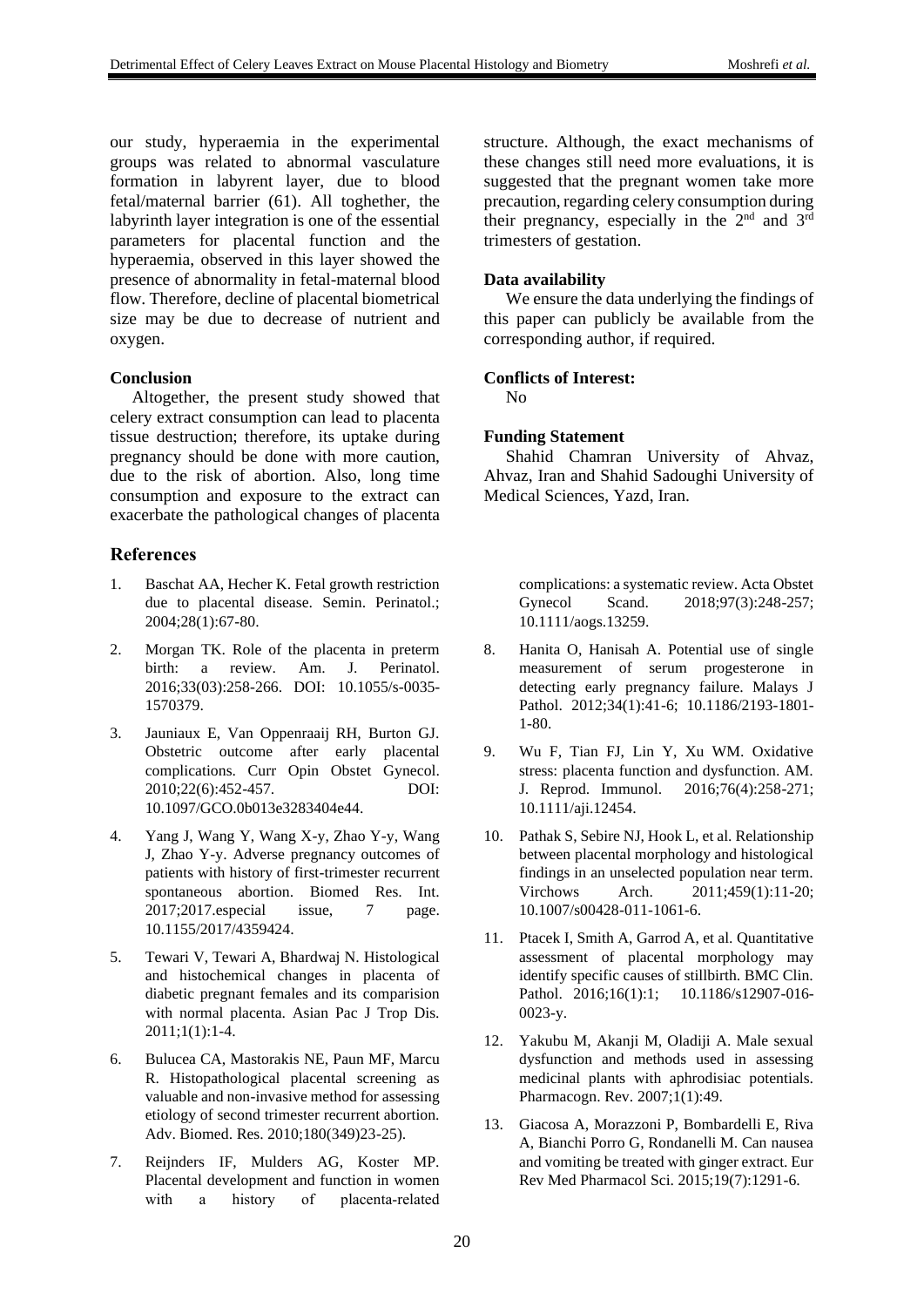our study, hyperaemia in the experimental groups was related to abnormal vasculature formation in labyrent layer, due to blood fetal/maternal barrier (61). All toghether, the labyrinth layer integration is one of the essential parameters for placental function and the hyperaemia, observed in this layer showed the presence of abnormality in fetal-maternal blood flow. Therefore, decline of placental biometrical size may be due to decrease of nutrient and oxygen.

## Conclusion

Altogether, the present study showed that celery extract consumption can lead to placenta tissue destruction; therefore, its uptake during pregnancy should be done with more caution, due to the risk of abortion. Also, long time consumption and exposure to the extract can exacerbate the pathological changes of placenta structure. Although, the exact mechanisms of these changes still need more evaluations, it is suggested that the pregnant women take more precaution, regarding celery consumption during their pregnancy, especially in the 2nd and 3rd trimesters of gestation.

## Data availability

We ensure the data underlying the findings of this paper can publicly be available from the corresponding author, if required.

## Conflicts of Interest:

No

## Funding Statement

Shahid Chamran University of Ahvaz, Ahvaz, Iran and Shahid Sadoughi University of Medical Sciences, Yazd, Iran.

## References

1. Baschat AA, Hecher K. Fetal growth restriction due to placental disease. Semin. Perinatol.; 2004;28(1):67-80.
2. Morgan TK. Role of the placenta in preterm birth: a review. Am. J. Perinatol. 2016;33(03):258-266. DOI: 10.1055/s-0035-1570379.
3. Jauniaux E, Van Oppenraaij RH, Burton GJ. Obstetric outcome after early placental complications. Curr Opin Obstet Gynecol. 2010;22(6):452-457. DOI: 10.1097/GCO.0b013e3283404e44.
4. Yang J, Wang Y, Wang X-y, Zhao Y-y, Wang J, Zhao Y-y. Adverse pregnancy outcomes of patients with history of first-trimester recurrent spontaneous abortion. Biomed Res. Int. 2017;2017.especial issue, 7 page. 10.1155/2017/4359424.
5. Tewari V, Tewari A, Bhardwaj N. Histological and histochemical changes in placenta of diabetic pregnant females and its comparision with normal placenta. Asian Pac J Trop Dis. 2011;1(1):1-4.
6. Bulucea CA, Mastorakis NE, Paun MF, Marcu R. Histopathological placental screening as valuable and non-invasive method for assessing etiology of second trimester recurrent abortion. Adv. Biomed. Res. 2010;180(349)23-25).
7. Reijnders IF, Mulders AG, Koster MP. Placental development and function in women with a history of placenta-related complications: a systematic review. Acta Obstet Gynecol Scand. 2018;97(3):248-257; 10.1111/aogs.13259.
8. Hanita O, Hanisah A. Potential use of single measurement of serum progesterone in detecting early pregnancy failure. Malays J Pathol. 2012;34(1):41-6; 10.1186/2193-1801-1-80.
9. Wu F, Tian FJ, Lin Y, Xu WM. Oxidative stress: placenta function and dysfunction. AM. J. Reprod. Immunol. 2016;76(4):258-271; 10.1111/aji.12454.
10. Pathak S, Sebire NJ, Hook L, et al. Relationship between placental morphology and histological findings in an unselected population near term. Virchows Arch. 2011;459(1):11-20; 10.1007/s00428-011-1061-6.
11. Ptacek I, Smith A, Garrod A, et al. Quantitative assessment of placental morphology may identify specific causes of stillbirth. BMC Clin. Pathol. 2016;16(1):1; 10.1186/s12907-016-0023-y.
12. Yakubu M, Akanji M, Oladiji A. Male sexual dysfunction and methods used in assessing medicinal plants with aphrodisiac potentials. Pharmacogn. Rev. 2007;1(1):49.
13. Giacosa A, Morazzoni P, Bombardelli E, Riva A, Bianchi Porro G, Rondanelli M. Can nausea and vomiting be treated with ginger extract. Eur Rev Med Pharmacol Sci. 2015;19(7):1291-6.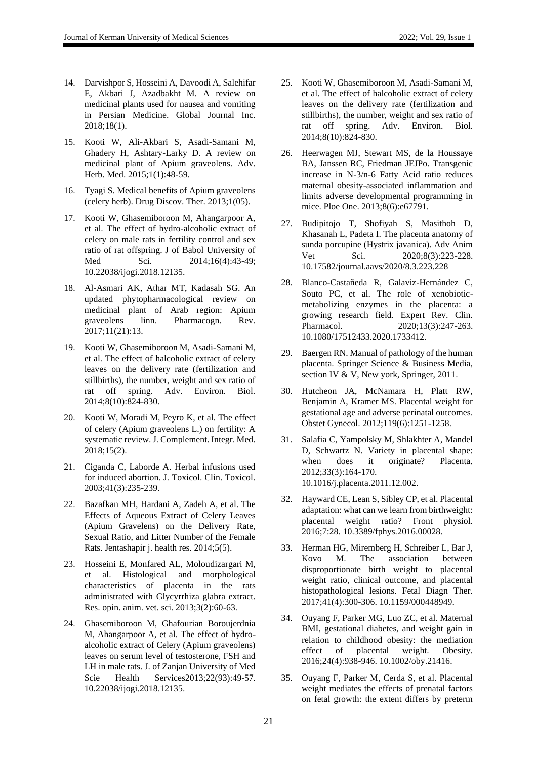14. Darvishpor S, Hosseini A, Davoodi A, Salehifar E, Akbari J, Azadbakht M. A review on medicinal plants used for nausea and vomiting in Persian Medicine. Global Journal Inc. 2018;18(1).

15. Kooti W, Ali-Akbari S, Asadi-Samani M, Ghadery H, Ashtary-Larky D. A review on medicinal plant of Apium graveolens. Adv. Herb. Med. 2015;1(1):48-59.

16. Tyagi S. Medical benefits of Apium graveolens (celery herb). Drug Discov. Ther. 2013;1(05).

17. Kooti W, Ghasemiboroon M, Ahangarpoor A, et al. The effect of hydro-alcoholic extract of celery on male rats in fertility control and sex ratio of rat offspring. J of Babol University of Med Sci. 2014;16(4):43-49; 10.22038/ijogi.2018.12135.

18. Al-Asmari AK, Athar MT, Kadasah SG. An updated phytopharmacological review on medicinal plant of Arab region: Apium graveolens linn. Pharmacogn. Rev. 2017;11(21):13.

19. Kooti W, Ghasemiboroon M, Asadi-Samani M, et al. The effect of halcoholic extract of celery leaves on the delivery rate (fertilization and stillbirths), the number, weight and sex ratio of rat off spring. Adv. Environ. Biol. 2014;8(10):824-830.

20. Kooti W, Moradi M, Peyro K, et al. The effect of celery (Apium graveolens L.) on fertility: A systematic review. J. Complement. Integr. Med. 2018;15(2).

21. Ciganda C, Laborde A. Herbal infusions used for induced abortion. J. Toxicol. Clin. Toxicol. 2003;41(3):235-239.

22. Bazafkan MH, Hardani A, Zadeh A, et al. The Effects of Aqueous Extract of Celery Leaves (Apium Gravelens) on the Delivery Rate, Sexual Ratio, and Litter Number of the Female Rats. Jentashapir j. health res. 2014;5(5).

23. Hosseini E, Monfared AL, Moloudizargari M, et al. Histological and morphological characteristics of placenta in the rats administrated with Glycyrrhiza glabra extract. Res. opin. anim. vet. sci. 2013;3(2):60-63.

24. Ghasemiboroon M, Ghafourian Boroujerdnia M, Ahangarpoor A, et al. The effect of hydro-alcoholic extract of Celery (Apium graveolens) leaves on serum level of testosterone, FSH and LH in male rats. J. of Zanjan University of Med Scie Health Services2013;22(93):49-57. 10.22038/ijogi.2018.12135.

25. Kooti W, Ghasemiboroon M, Asadi-Samani M, et al. The effect of halcoholic extract of celery leaves on the delivery rate (fertilization and stillbirths), the number, weight and sex ratio of rat off spring. Adv. Environ. Biol. 2014;8(10):824-830.

26. Heerwagen MJ, Stewart MS, de la Houssaye BA, Janssen RC, Friedman JEJPo. Transgenic increase in N-3/n-6 Fatty Acid ratio reduces maternal obesity-associated inflammation and limits adverse developmental programming in mice. Ploe One. 2013;8(6):e67791.

27. Budipitojo T, Shofiyah S, Masithoh D, Khasanah L, Padeta I. The placenta anatomy of sunda porcupine (Hystrix javanica). Adv Anim Vet Sci. 2020;8(3):223-228. 10.17582/journal.aavs/2020/8.3.223.228

28. Blanco-Castañeda R, Galaviz-Hernández C, Souto PC, et al. The role of xenobiotic-metabolizing enzymes in the placenta: a growing research field. Expert Rev. Clin. Pharmacol. 2020;13(3):247-263. 10.1080/17512433.2020.1733412.

29. Baergen RN. Manual of pathology of the human placenta. Springer Science & Business Media, section IV & V, New york, Springer, 2011.

30. Hutcheon JA, McNamara H, Platt RW, Benjamin A, Kramer MS. Placental weight for gestational age and adverse perinatal outcomes. Obstet Gynecol. 2012;119(6):1251-1258.

31. Salafia C, Yampolsky M, Shlakhter A, Mandel D, Schwartz N. Variety in placental shape: when does it originate? Placenta. 2012;33(3):164-170. 10.1016/j.placenta.2011.12.002.

32. Hayward CE, Lean S, Sibley CP, et al. Placental adaptation: what can we learn from birthweight: placental weight ratio? Front physiol. 2016;7:28. 10.3389/fphys.2016.00028.

33. Herman HG, Miremberg H, Schreiber L, Bar J, Kovo M. The association between disproportionate birth weight to placental weight ratio, clinical outcome, and placental histopathological lesions. Fetal Diagn Ther. 2017;41(4):300-306. 10.1159/000448949.

34. Ouyang F, Parker MG, Luo ZC, et al. Maternal BMI, gestational diabetes, and weight gain in relation to childhood obesity: the mediation effect of placental weight. Obesity. 2016;24(4):938-946. 10.1002/oby.21416.

35. Ouyang F, Parker M, Cerda S, et al. Placental weight mediates the effects of prenatal factors on fetal growth: the extent differs by preterm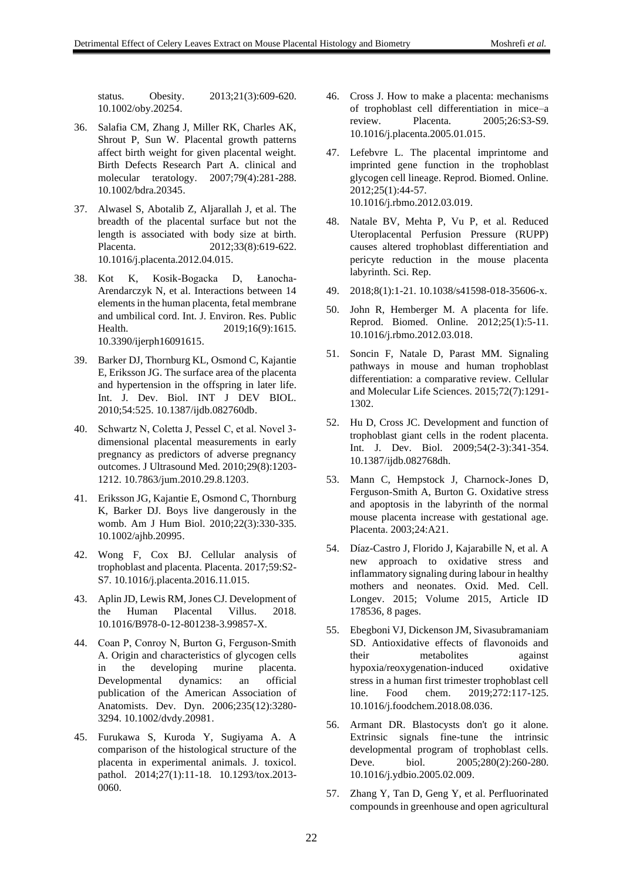status. Obesity. 2013;21(3):609-620. 10.1002/oby.20254.

36. Salafia CM, Zhang J, Miller RK, Charles AK, Shrout P, Sun W. Placental growth patterns affect birth weight for given placental weight. Birth Defects Research Part A. clinical and molecular teratology. 2007;79(4):281-288. 10.1002/bdra.20345.

37. Alwasel S, Abotalib Z, Aljarallah J, et al. The breadth of the placental surface but not the length is associated with body size at birth. Placenta. 2012;33(8):619-622. 10.1016/j.placenta.2012.04.015.

38. Kot K, Kosik-Bogacka D, Łanocha-Arendarczyk N, et al. Interactions between 14 elements in the human placenta, fetal membrane and umbilical cord. Int. J. Environ. Res. Public Health. 2019;16(9):1615. 10.3390/ijerph16091615.

39. Barker DJ, Thornburg KL, Osmond C, Kajantie E, Eriksson JG. The surface area of the placenta and hypertension in the offspring in later life. Int. J. Dev. Biol. INT J DEV BIOL. 2010;54:525. 10.1387/ijdb.082760db.

40. Schwartz N, Coletta J, Pessel C, et al. Novel 3-dimensional placental measurements in early pregnancy as predictors of adverse pregnancy outcomes. J Ultrasound Med. 2010;29(8):1203-1212. 10.7863/jum.2010.29.8.1203.

41. Eriksson JG, Kajantie E, Osmond C, Thornburg K, Barker DJ. Boys live dangerously in the womb. Am J Hum Biol. 2010;22(3):330-335. 10.1002/ajhb.20995.

42. Wong F, Cox BJ. Cellular analysis of trophoblast and placenta. Placenta. 2017;59:S2-S7. 10.1016/j.placenta.2016.11.015.

43. Aplin JD, Lewis RM, Jones CJ. Development of the Human Placental Villus. 2018. 10.1016/B978-0-12-801238-3.99857-X.

44. Coan P, Conroy N, Burton G, Ferguson-Smith A. Origin and characteristics of glycogen cells in the developing murine placenta. Developmental dynamics: an official publication of the American Association of Anatomists. Dev. Dyn. 2006;235(12):3280-3294. 10.1002/dvdy.20981.

45. Furukawa S, Kuroda Y, Sugiyama A. A comparison of the histological structure of the placenta in experimental animals. J. toxicol. pathol. 2014;27(1):11-18. 10.1293/tox.2013-0060.

46. Cross J. How to make a placenta: mechanisms of trophoblast cell differentiation in mice–a review. Placenta. 2005;26:S3-S9. 10.1016/j.placenta.2005.01.015.

47. Lefebvre L. The placental imprintome and imprinted gene function in the trophoblast glycogen cell lineage. Reprod. Biomed. Online. 2012;25(1):44-57. 10.1016/j.rbmo.2012.03.019.

48. Natale BV, Mehta P, Vu P, et al. Reduced Uteroplacental Perfusion Pressure (RUPP) causes altered trophoblast differentiation and pericyte reduction in the mouse placenta labyrinth. Sci. Rep.

49. 2018;8(1):1-21. 10.1038/s41598-018-35606-x.

50. John R, Hemberger M. A placenta for life. Reprod. Biomed. Online. 2012;25(1):5-11. 10.1016/j.rbmo.2012.03.018.

51. Soncin F, Natale D, Parast MM. Signaling pathways in mouse and human trophoblast differentiation: a comparative review. Cellular and Molecular Life Sciences. 2015;72(7):1291-1302.

52. Hu D, Cross JC. Development and function of trophoblast giant cells in the rodent placenta. Int. J. Dev. Biol. 2009;54(2-3):341-354. 10.1387/ijdb.082768dh.

53. Mann C, Hempstock J, Charnock-Jones D, Ferguson-Smith A, Burton G. Oxidative stress and apoptosis in the labyrinth of the normal mouse placenta increase with gestational age. Placenta. 2003;24:A21.

54. Díaz-Castro J, Florido J, Kajarabille N, et al. A new approach to oxidative stress and inflammatory signaling during labour in healthy mothers and neonates. Oxid. Med. Cell. Longev. 2015; Volume 2015, Article ID 178536, 8 pages.

55. Ebegboni VJ, Dickenson JM, Sivasubramaniam SD. Antioxidative effects of flavonoids and their metabolites against hypoxia/reoxygenation-induced oxidative stress in a human first trimester trophoblast cell line. Food chem. 2019;272:117-125. 10.1016/j.foodchem.2018.08.036.

56. Armant DR. Blastocysts don't go it alone. Extrinsic signals fine-tune the intrinsic developmental program of trophoblast cells. Deve. biol. 2005;280(2):260-280. 10.1016/j.ydbio.2005.02.009.

57. Zhang Y, Tan D, Geng Y, et al. Perfluorinated compounds in greenhouse and open agricultural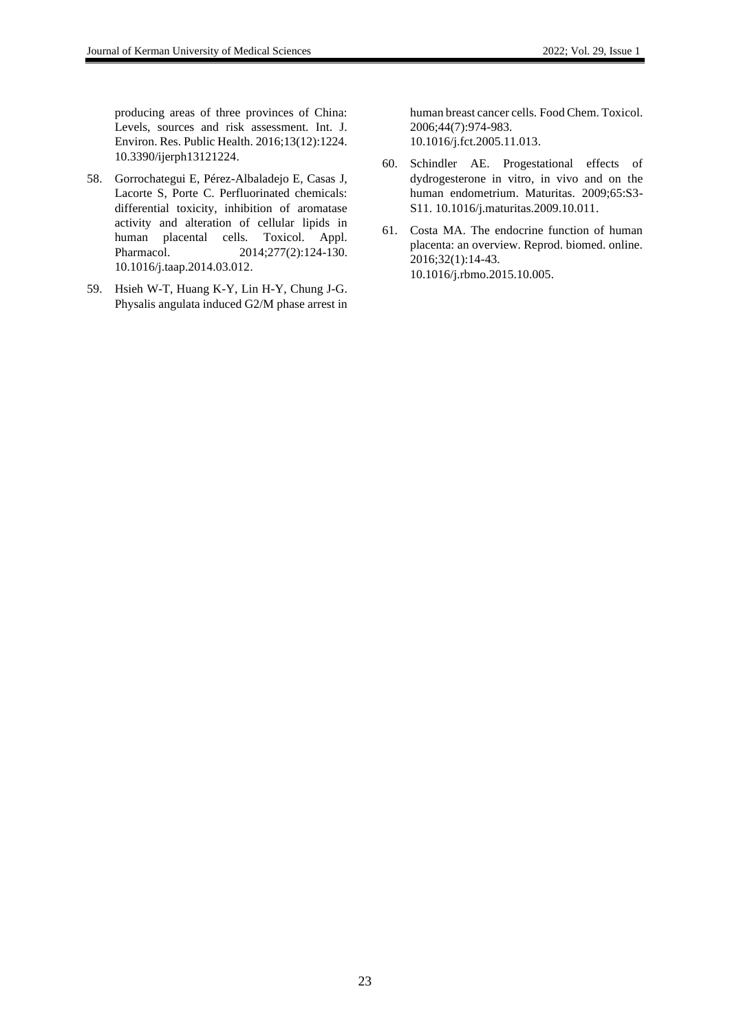producing areas of three provinces of China: Levels, sources and risk assessment. Int. J. Environ. Res. Public Health. 2016;13(12):1224. 10.3390/ijerph13121224.

58. Gorrochategui E, Pérez-Albaladejo E, Casas J, Lacorte S, Porte C. Perfluorinated chemicals: differential toxicity, inhibition of aromatase activity and alteration of cellular lipids in human placental cells. Toxicol. Appl. Pharmacol. 2014;277(2):124-130. 10.1016/j.taap.2014.03.012.

59. Hsieh W-T, Huang K-Y, Lin H-Y, Chung J-G. Physalis angulata induced G2/M phase arrest in human breast cancer cells. Food Chem. Toxicol. 2006;44(7):974-983. 10.1016/j.fct.2005.11.013.

60. Schindler AE. Progestational effects of dydrogesterone in vitro, in vivo and on the human endometrium. Maturitas. 2009;65:S3-S11. 10.1016/j.maturitas.2009.10.011.

61. Costa MA. The endocrine function of human placenta: an overview. Reprod. biomed. online. 2016;32(1):14-43. 10.1016/j.rbmo.2015.10.005.